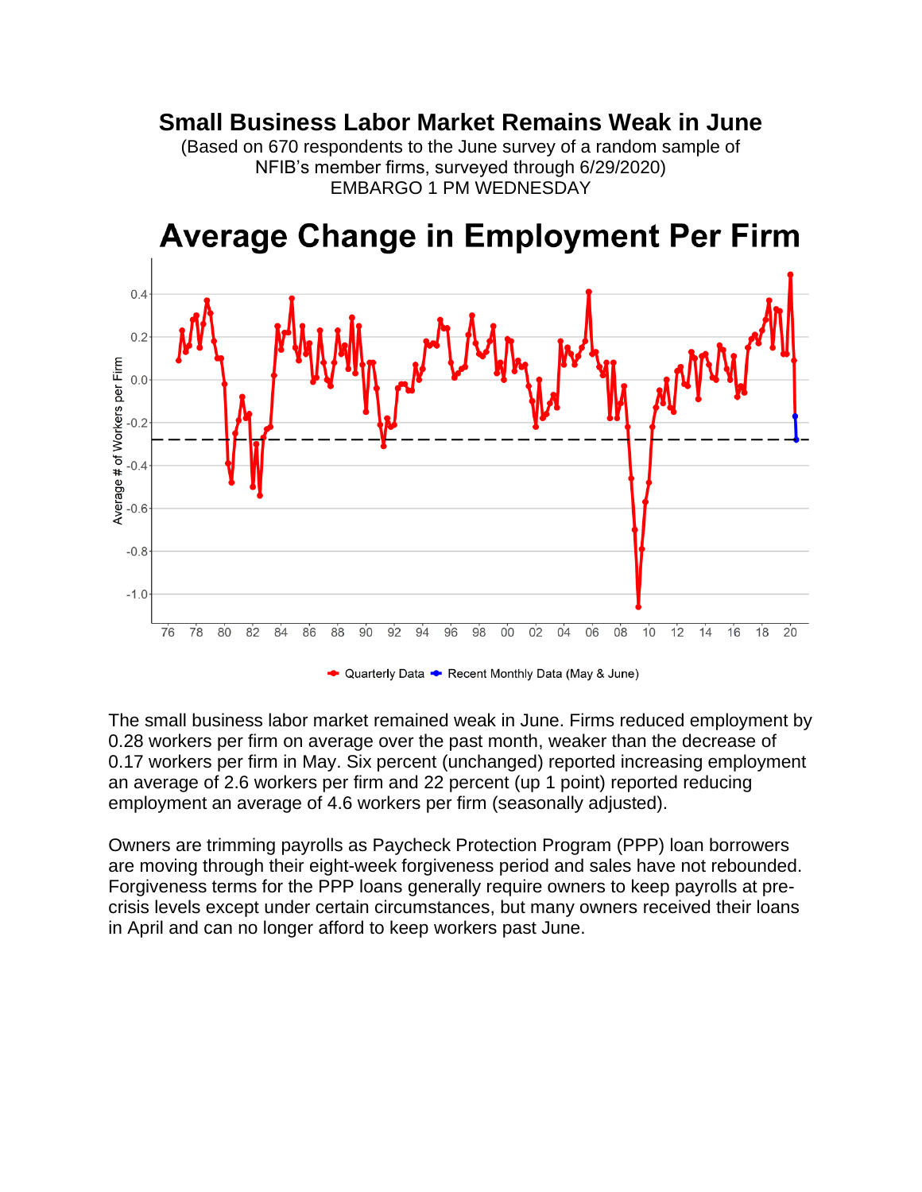# Small Business Labor Market Remains Weak in June

(Based on 670 respondents to the June survey of a random sample of NFIB's member firms, surveyed through 6/29/2020)
EMBARGO 1 PM WEDNESDAY

## Average Change in Employment Per Firm

The small business labor market remained weak in June. Firms reduced employment by 0.28 workers per firm on average over the past month, weaker than the decrease of 0.17 workers per firm in May. Six percent (unchanged) reported increasing employment an average of 2.6 workers per firm and 22 percent (up 1 point) reported reducing employment an average of 4.6 workers per firm (seasonally adjusted).

Owners are trimming payrolls as Paycheck Protection Program (PPP) loan borrowers are moving through their eight-week forgiveness period and sales have not rebounded. Forgiveness terms for the PPP loans generally require owners to keep payrolls at pre-crisis levels except under certain circumstances, but many owners received their loans in April and can no longer afford to keep workers past June.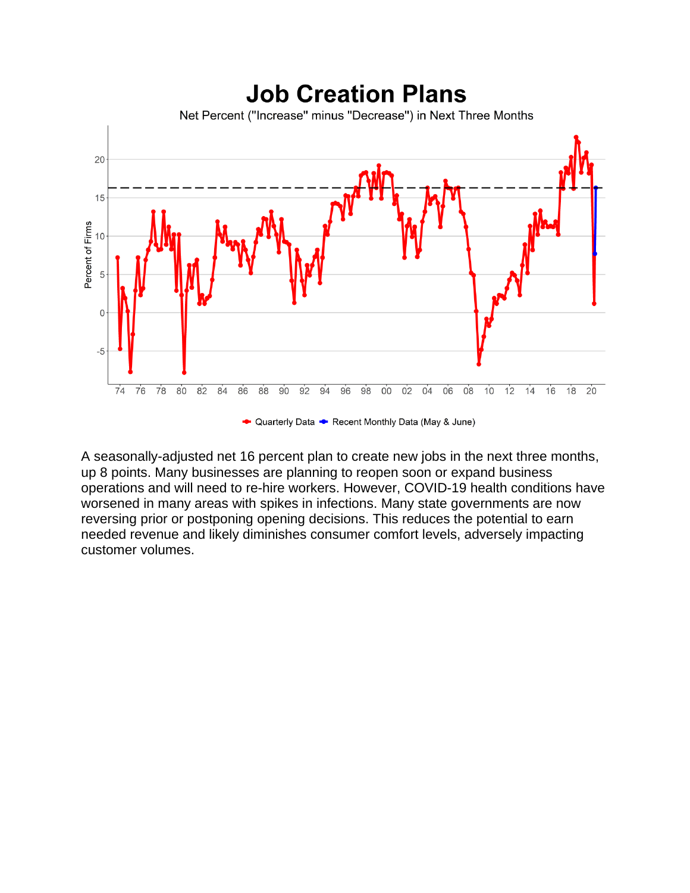# Job Creation Plans

Net Percent ("Increase" minus "Decrease") in Next Three Months

Quarterly Data · Recent Monthly Data (May & June)

A seasonally-adjusted net 16 percent plan to create new jobs in the next three months, up 8 points. Many businesses are planning to reopen soon or expand business operations and will need to re-hire workers. However, COVID-19 health conditions have worsened in many areas with spikes in infections. Many state governments are now reversing prior or postponing opening decisions. This reduces the potential to earn needed revenue and likely diminishes consumer comfort levels, adversely impacting customer volumes.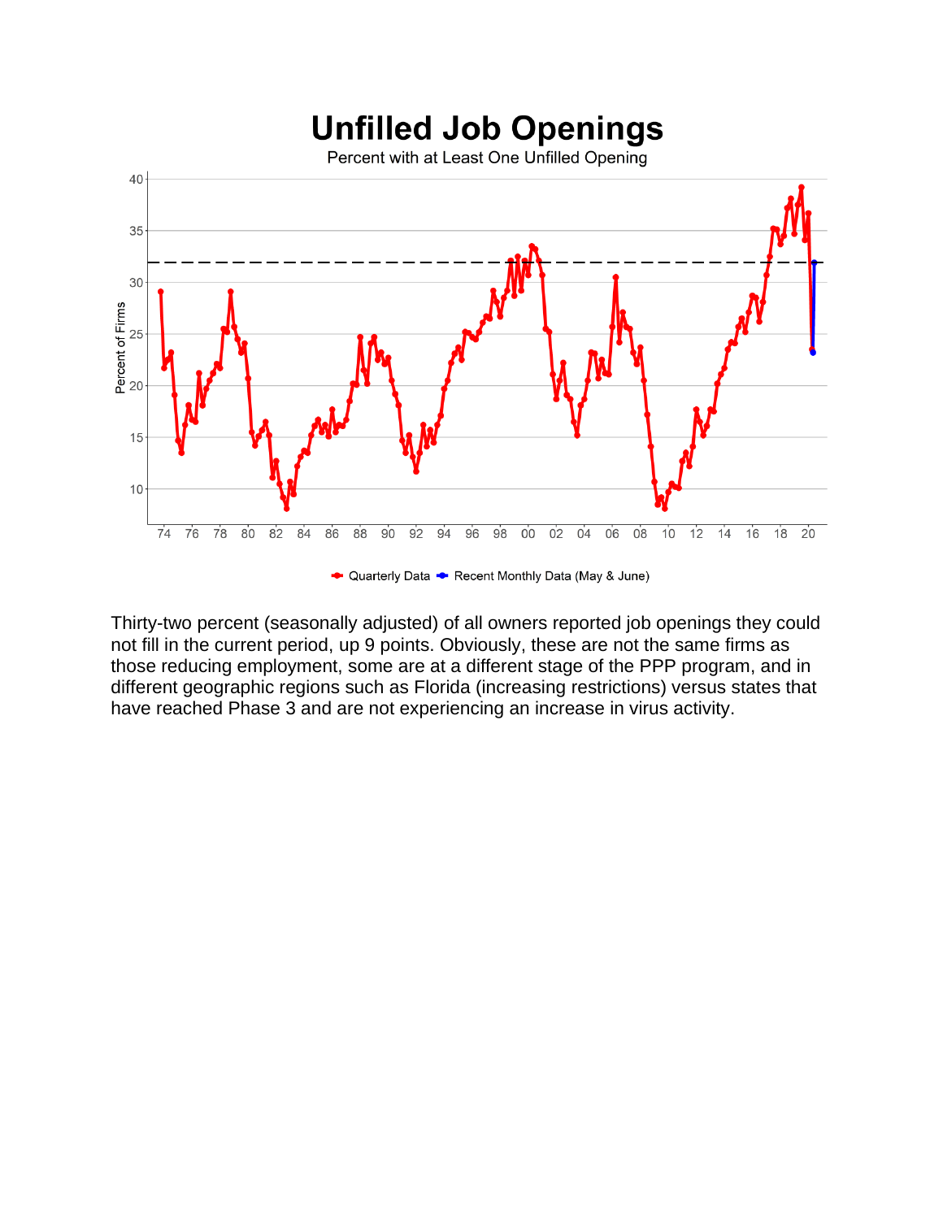## Unfilled Job Openings

Percent with at Least One Unfilled Opening

Thirty-two percent (seasonally adjusted) of all owners reported job openings they could not fill in the current period, up 9 points. Obviously, these are not the same firms as those reducing employment, some are at a different stage of the PPP program, and in different geographic regions such as Florida (increasing restrictions) versus states that have reached Phase 3 and are not experiencing an increase in virus activity.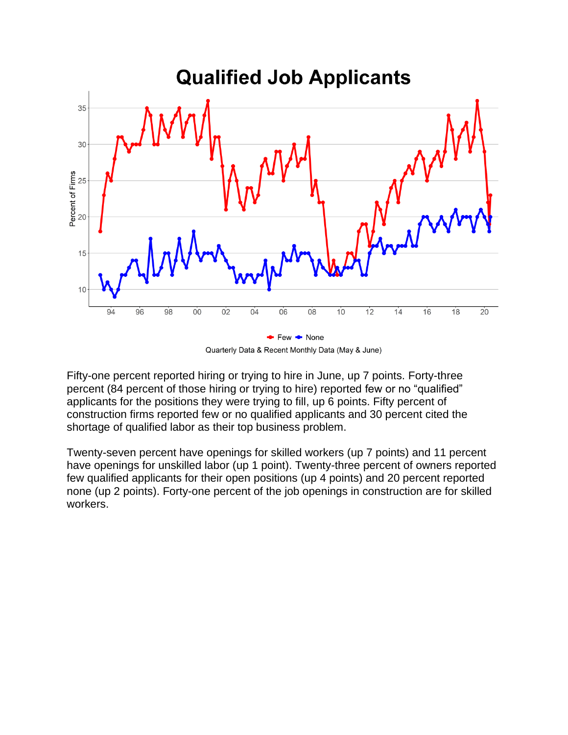## Qualified Job Applicants

Few • None

Quarterly Data & Recent Monthly Data (May & June)

Fifty-one percent reported hiring or trying to hire in June, up 7 points. Forty-three percent (84 percent of those hiring or trying to hire) reported few or no "qualified" applicants for the positions they were trying to fill, up 6 points. Fifty percent of construction firms reported few or no qualified applicants and 30 percent cited the shortage of qualified labor as their top business problem.

Twenty-seven percent have openings for skilled workers (up 7 points) and 11 percent have openings for unskilled labor (up 1 point). Twenty-three percent of owners reported few qualified applicants for their open positions (up 4 points) and 20 percent reported none (up 2 points). Forty-one percent of the job openings in construction are for skilled workers.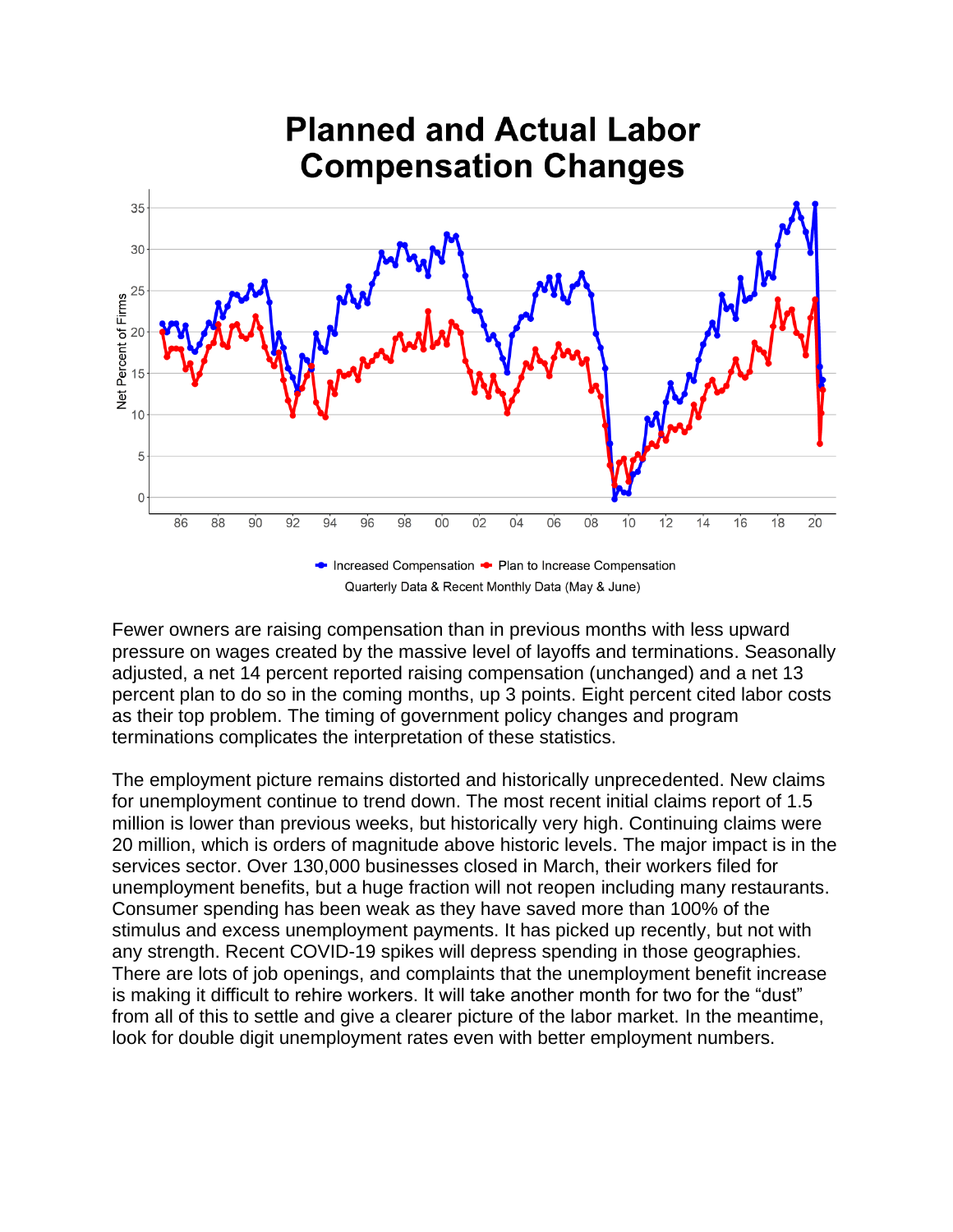# Planned and Actual Labor Compensation Changes

Net Percent of Firms

35
30
25
20
15
10
5
0

86 88 90 92 94 96 98 00 02 04 06 08 10 12 14 16 18 20

Increased Compensation   Plan to Increase Compensation

Quarterly Data & Recent Monthly Data (May & June)

Fewer owners are raising compensation than in previous months with less upward pressure on wages created by the massive level of layoffs and terminations. Seasonally adjusted, a net 14 percent reported raising compensation (unchanged) and a net 13 percent plan to do so in the coming months, up 3 points. Eight percent cited labor costs as their top problem. The timing of government policy changes and program terminations complicates the interpretation of these statistics.

The employment picture remains distorted and historically unprecedented. New claims for unemployment continue to trend down. The most recent initial claims report of 1.5 million is lower than previous weeks, but historically very high. Continuing claims were 20 million, which is orders of magnitude above historic levels. The major impact is in the services sector. Over 130,000 businesses closed in March, their workers filed for unemployment benefits, but a huge fraction will not reopen including many restaurants. Consumer spending has been weak as they have saved more than 100% of the stimulus and excess unemployment payments. It has picked up recently, but not with any strength. Recent COVID-19 spikes will depress spending in those geographies. There are lots of job openings, and complaints that the unemployment benefit increase is making it difficult to rehire workers. It will take another month for two for the "dust" from all of this to settle and give a clearer picture of the labor market. In the meantime, look for double digit unemployment rates even with better employment numbers.